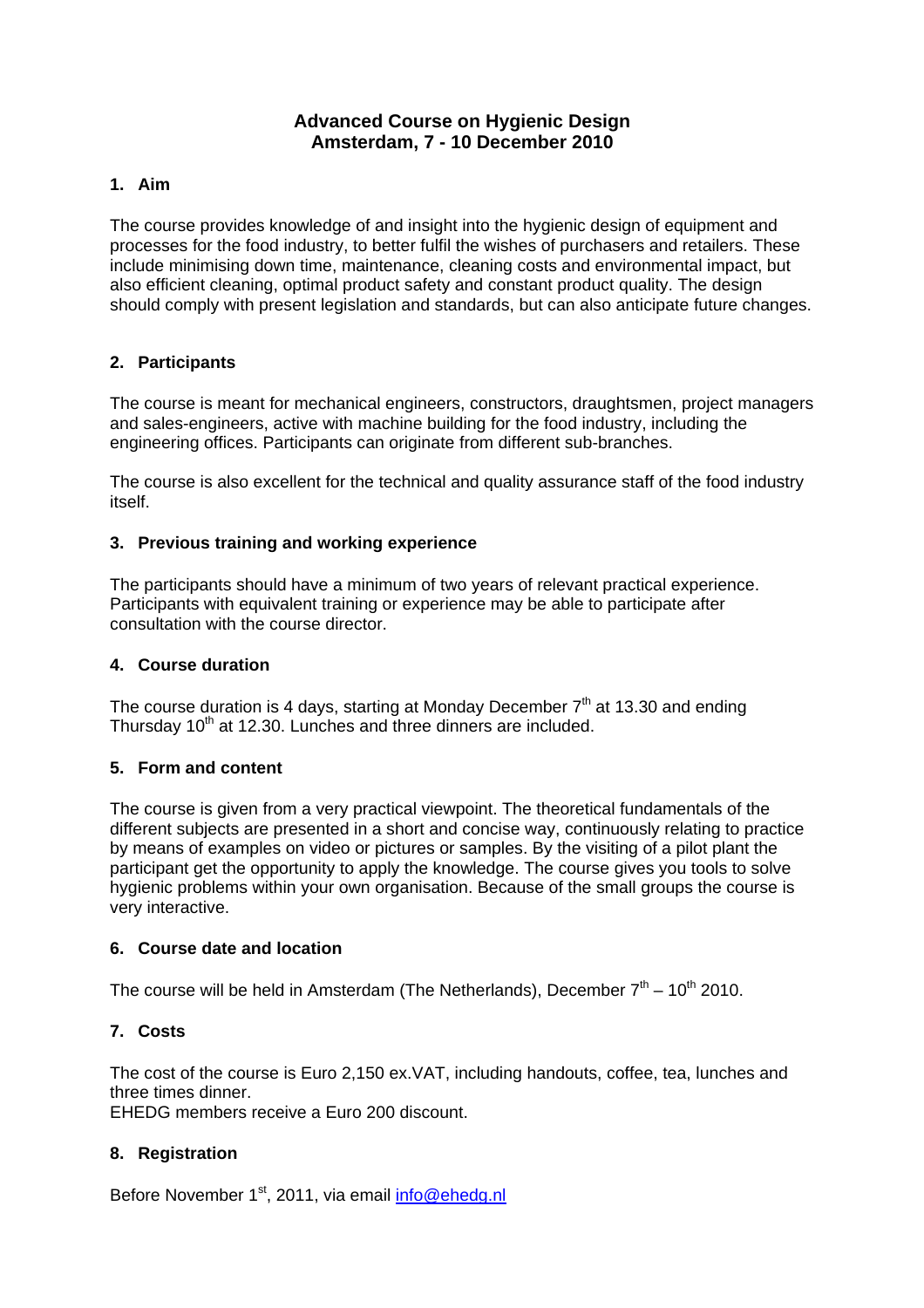# Advanced Course on Hygienic Design
# Amsterdam, 7 - 10 December 2010

## 1. Aim

The course provides knowledge of and insight into the hygienic design of equipment and processes for the food industry, to better fulfil the wishes of purchasers and retailers. These include minimising down time, maintenance, cleaning costs and environmental impact, but also efficient cleaning, optimal product safety and constant product quality. The design should comply with present legislation and standards, but can also anticipate future changes.

## 2. Participants

The course is meant for mechanical engineers, constructors, draughtsmen, project managers and sales-engineers, active with machine building for the food industry, including the engineering offices. Participants can originate from different sub-branches.

The course is also excellent for the technical and quality assurance staff of the food industry itself.

## 3. Previous training and working experience

The participants should have a minimum of two years of relevant practical experience. Participants with equivalent training or experience may be able to participate after consultation with the course director.

## 4. Course duration

The course duration is 4 days, starting at Monday December 7th at 13.30 and ending Thursday 10th at 12.30. Lunches and three dinners are included.

## 5. Form and content

The course is given from a very practical viewpoint. The theoretical fundamentals of the different subjects are presented in a short and concise way, continuously relating to practice by means of examples on video or pictures or samples. By the visiting of a pilot plant the participant get the opportunity to apply the knowledge. The course gives you tools to solve hygienic problems within your own organisation. Because of the small groups the course is very interactive.

## 6. Course date and location

The course will be held in Amsterdam (The Netherlands), December 7th – 10th 2010.

## 7. Costs

The cost of the course is Euro 2,150 ex.VAT, including handouts, coffee, tea, lunches and three times dinner.
EHEDG members receive a Euro 200 discount.

## 8. Registration

Before November 1st, 2011, via email info@ehedg.nl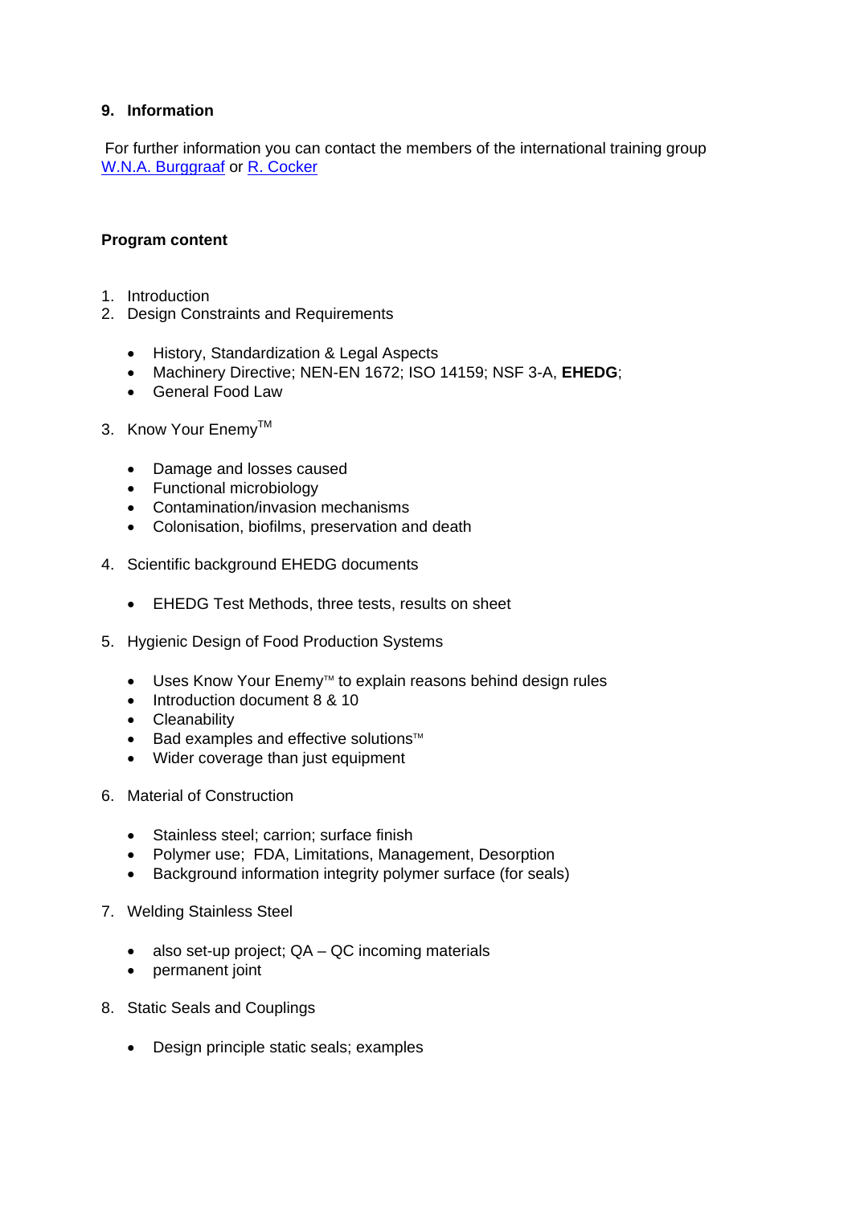### 9. Information

For further information you can contact the members of the international training group W.N.A. Burggraaf or R. Cocker

**Program content**

1. Introduction
2. Design Constraints and Requirements
   - History, Standardization & Legal Aspects
   - Machinery Directive; NEN-EN 1672; ISO 14159; NSF 3-A, **EHEDG**;
   - General Food Law
3. Know Your Enemy™
   - Damage and losses caused
   - Functional microbiology
   - Contamination/invasion mechanisms
   - Colonisation, biofilms, preservation and death
4. Scientific background EHEDG documents
   - EHEDG Test Methods, three tests, results on sheet
5. Hygienic Design of Food Production Systems
   - Uses Know Your Enemy™ to explain reasons behind design rules
   - Introduction document 8 & 10
   - Cleanability
   - Bad examples and effective solutions™
   - Wider coverage than just equipment
6. Material of Construction
   - Stainless steel; carrion; surface finish
   - Polymer use; FDA, Limitations, Management, Desorption
   - Background information integrity polymer surface (for seals)
7. Welding Stainless Steel
   - also set-up project; QA – QC incoming materials
   - permanent joint
8. Static Seals and Couplings
   - Design principle static seals; examples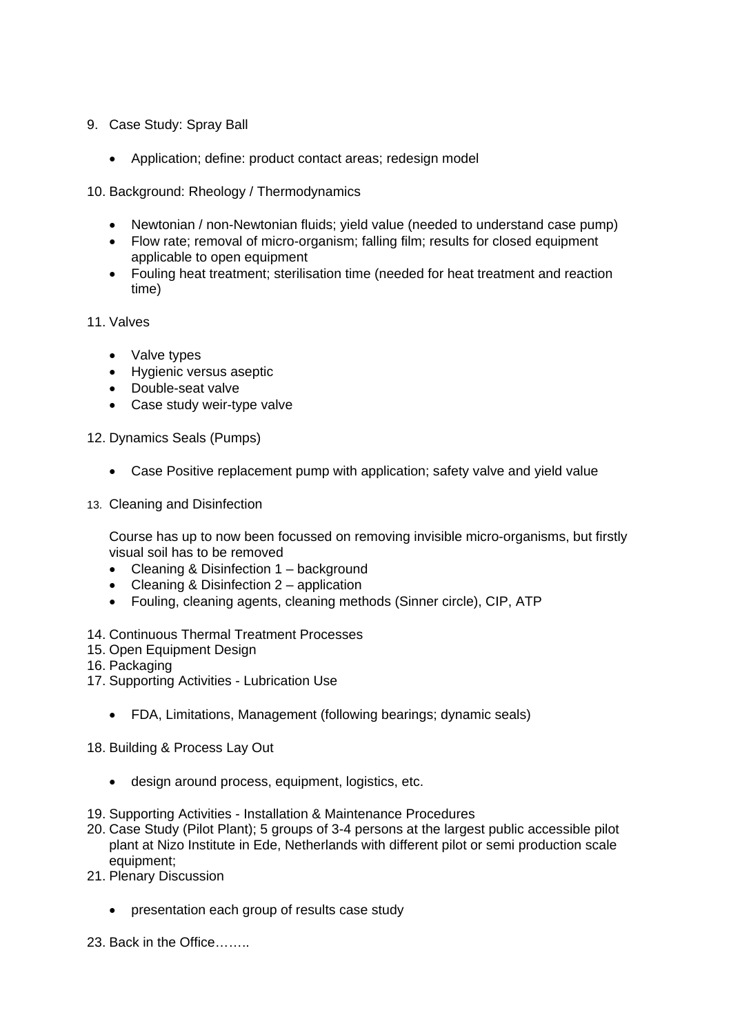9. Case Study: Spray Ball

    - Application; define: product contact areas; redesign model

10. Background: Rheology / Thermodynamics

    - Newtonian / non-Newtonian fluids; yield value (needed to understand case pump)
    - Flow rate; removal of micro-organism; falling film; results for closed equipment applicable to open equipment
    - Fouling heat treatment; sterilisation time (needed for heat treatment and reaction time)

11. Valves

    - Valve types
    - Hygienic versus aseptic
    - Double-seat valve
    - Case study weir-type valve

12. Dynamics Seals (Pumps)

    - Case Positive replacement pump with application; safety valve and yield value

13. Cleaning and Disinfection

    Course has up to now been focussed on removing invisible micro-organisms, but firstly visual soil has to be removed

    - Cleaning & Disinfection 1 – background
    - Cleaning & Disinfection 2 – application
    - Fouling, cleaning agents, cleaning methods (Sinner circle), CIP, ATP

14. Continuous Thermal Treatment Processes
15. Open Equipment Design
16. Packaging
17. Supporting Activities - Lubrication Use

    - FDA, Limitations, Management (following bearings; dynamic seals)

18. Building & Process Lay Out

    - design around process, equipment, logistics, etc.

19. Supporting Activities - Installation & Maintenance Procedures
20. Case Study (Pilot Plant); 5 groups of 3-4 persons at the largest public accessible pilot plant at Nizo Institute in Ede, Netherlands with different pilot or semi production scale equipment;
21. Plenary Discussion

    - presentation each group of results case study

23. Back in the Office……..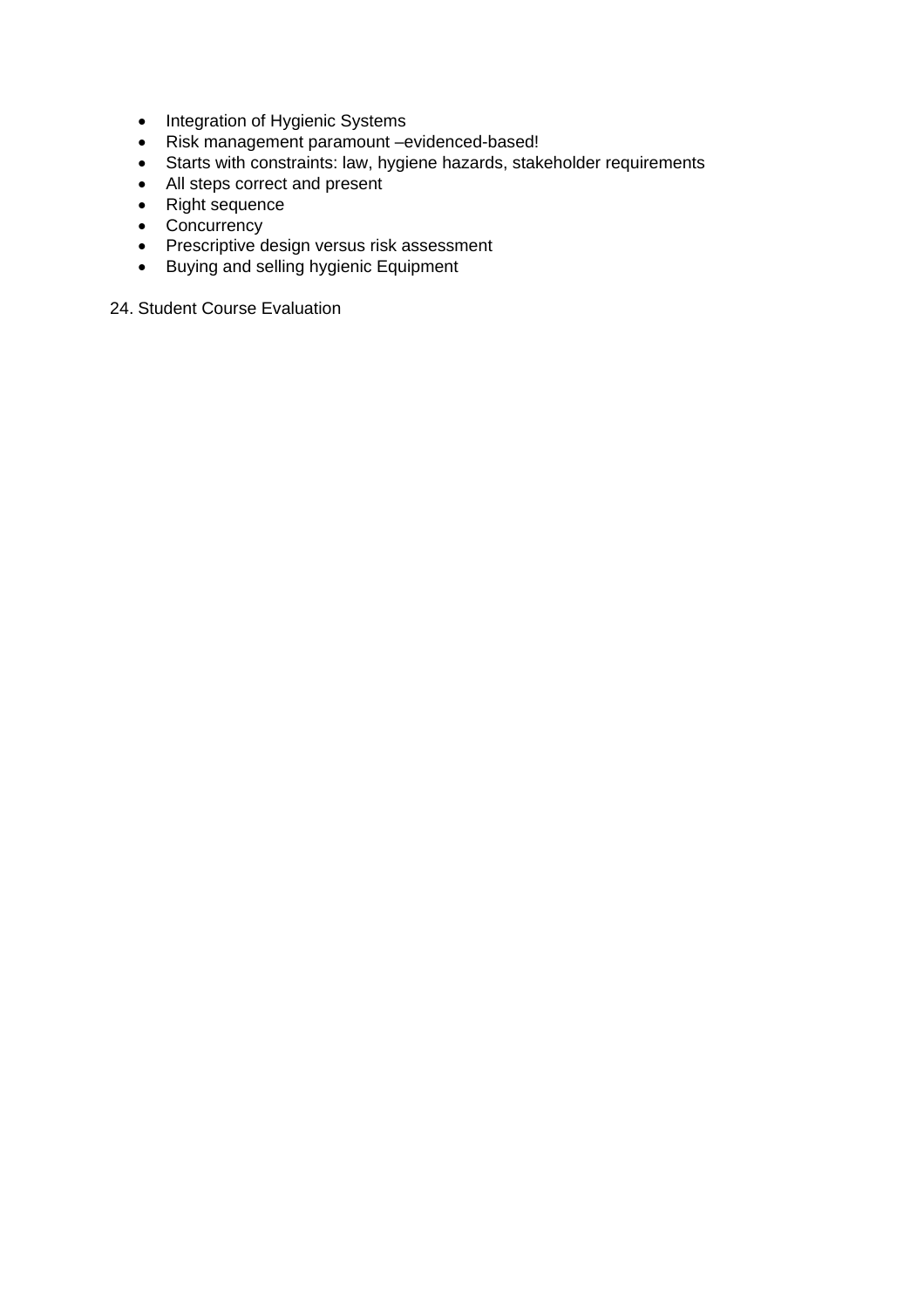- Integration of Hygienic Systems
- Risk management paramount –evidenced-based!
- Starts with constraints: law, hygiene hazards, stakeholder requirements
- All steps correct and present
- Right sequence
- Concurrency
- Prescriptive design versus risk assessment
- Buying and selling hygienic Equipment

24. Student Course Evaluation